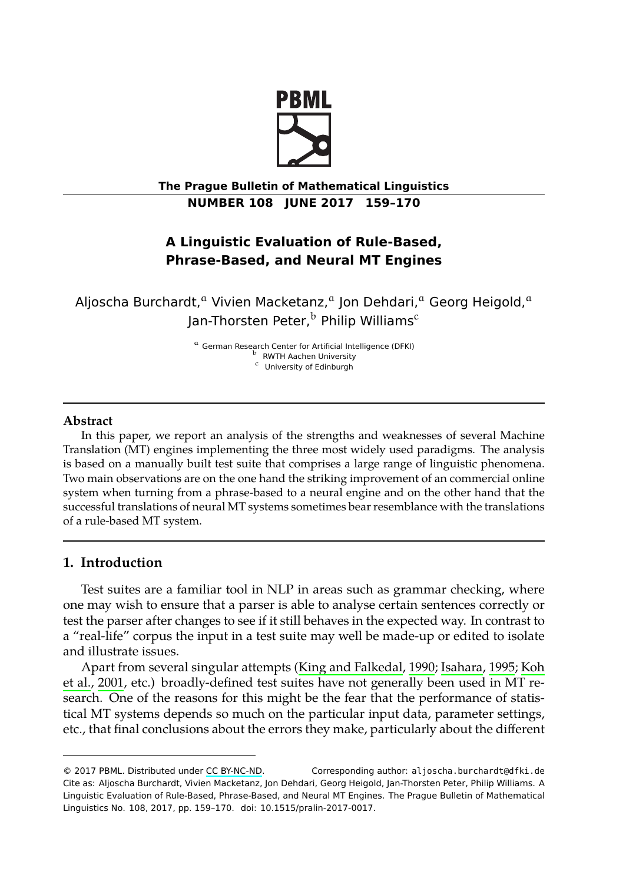# A Linguistic Evaluation of Rule-Based, Phrase-Based, and Neural MT Engines

Aljoscha Burchardt,[a] Vivien Macketanz,[a] Jon Dehdari,[a] Georg Heigold,[a] Jan-Thorsten Peter,[b] Philip Williams[c]

[a] German Research Center for Artificial Intelligence (DFKI)
[b] RWTH Aachen University
[c] University of Edinburgh

## Abstract

In this paper, we report an analysis of the strengths and weaknesses of several Machine Translation (MT) engines implementing the three most widely used paradigms. The analysis is based on a manually built test suite that comprises a large range of linguistic phenomena. Two main observations are on the one hand the striking improvement of an commercial online system when turning from a phrase-based to a neural engine and on the other hand that the successful translations of neural MT systems sometimes bear resemblance with the translations of a rule-based MT system.

## 1. Introduction

Test suites are a familiar tool in NLP in areas such as grammar checking, where one may wish to ensure that a parser is able to analyse certain sentences correctly or test the parser after changes to see if it still behaves in the expected way. In contrast to a "real-life" corpus the input in a test suite may well be made-up or edited to isolate and illustrate issues.

Apart from several singular attempts (King and Falkedal, 1990; Isahara, 1995; Koh et al., 2001, etc.) broadly-defined test suites have not generally been used in MT research. One of the reasons for this might be the fear that the performance of statistical MT systems depends so much on the particular input data, parameter settings, etc., that final conclusions about the errors they make, particularly about the different

---

© 2017 PBML. Distributed under CC BY-NC-ND. Corresponding author: aljoscha.burchardt@dfki.de
Cite as: Aljoscha Burchardt, Vivien Macketanz, Jon Dehdari, Georg Heigold, Jan-Thorsten Peter, Philip Williams. A Linguistic Evaluation of Rule-Based, Phrase-Based, and Neural MT Engines. The Prague Bulletin of Mathematical Linguistics No. 108, 2017, pp. 159–170. doi: 10.1515/pralin-2017-0017.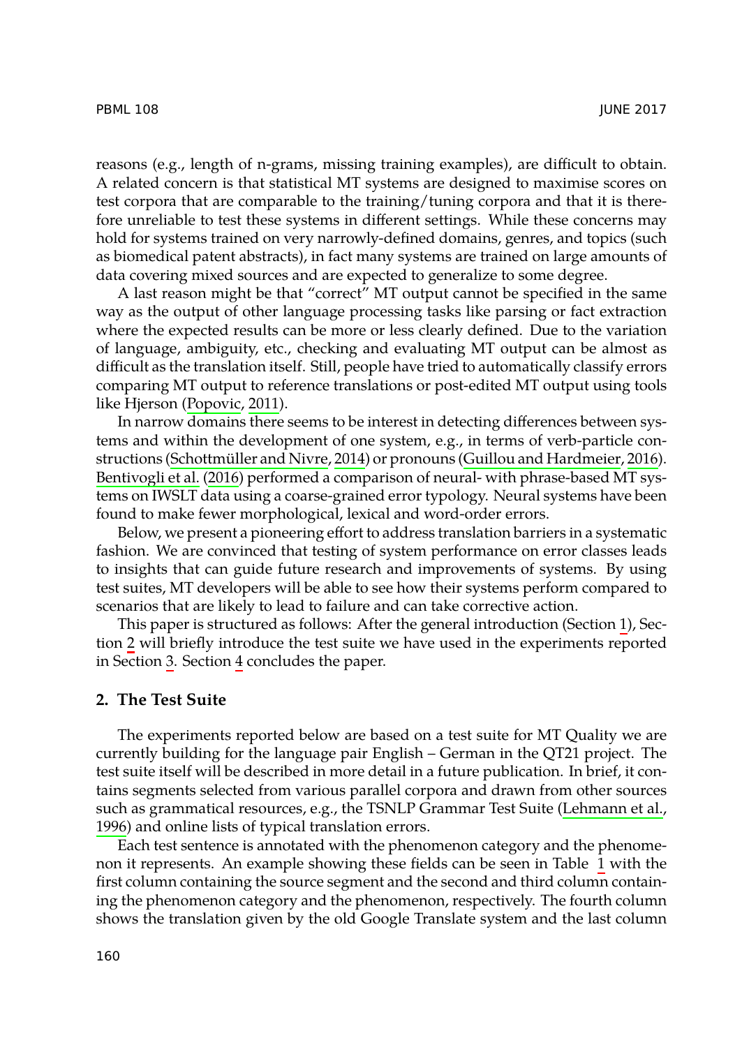reasons (e.g., length of n-grams, missing training examples), are difficult to obtain. A related concern is that statistical MT systems are designed to maximise scores on test corpora that are comparable to the training/tuning corpora and that it is therefore unreliable to test these systems in different settings. While these concerns may hold for systems trained on very narrowly-defined domains, genres, and topics (such as biomedical patent abstracts), in fact many systems are trained on large amounts of data covering mixed sources and are expected to generalize to some degree.

A last reason might be that "correct" MT output cannot be specified in the same way as the output of other language processing tasks like parsing or fact extraction where the expected results can be more or less clearly defined. Due to the variation of language, ambiguity, etc., checking and evaluating MT output can be almost as difficult as the translation itself. Still, people have tried to automatically classify errors comparing MT output to reference translations or post-edited MT output using tools like Hjerson (Popovic, 2011).

In narrow domains there seems to be interest in detecting differences between systems and within the development of one system, e.g., in terms of verb-particle constructions (Schottmüller and Nivre, 2014) or pronouns (Guillou and Hardmeier, 2016). Bentivogli et al. (2016) performed a comparison of neural- with phrase-based MT systems on IWSLT data using a coarse-grained error typology. Neural systems have been found to make fewer morphological, lexical and word-order errors.

Below, we present a pioneering effort to address translation barriers in a systematic fashion. We are convinced that testing of system performance on error classes leads to insights that can guide future research and improvements of systems. By using test suites, MT developers will be able to see how their systems perform compared to scenarios that are likely to lead to failure and can take corrective action.

This paper is structured as follows: After the general introduction (Section 1), Section 2 will briefly introduce the test suite we have used in the experiments reported in Section 3. Section 4 concludes the paper.

## 2. The Test Suite

The experiments reported below are based on a test suite for MT Quality we are currently building for the language pair English – German in the QT21 project. The test suite itself will be described in more detail in a future publication. In brief, it contains segments selected from various parallel corpora and drawn from other sources such as grammatical resources, e.g., the TSNLP Grammar Test Suite (Lehmann et al., 1996) and online lists of typical translation errors.

Each test sentence is annotated with the phenomenon category and the phenomenon it represents. An example showing these fields can be seen in Table 1 with the first column containing the source segment and the second and third column containing the phenomenon category and the phenomenon, respectively. The fourth column shows the translation given by the old Google Translate system and the last column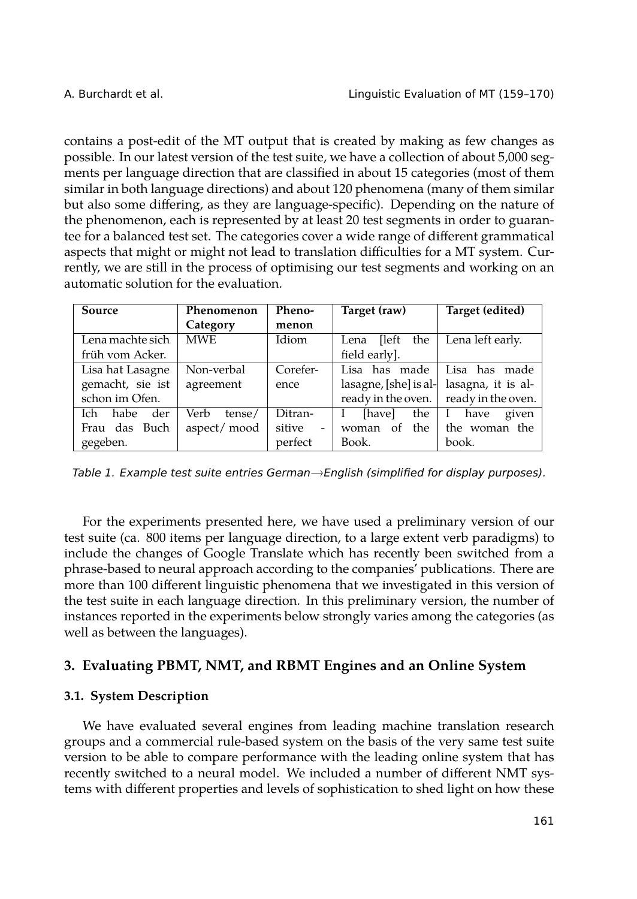contains a post-edit of the MT output that is created by making as few changes as possible. In our latest version of the test suite, we have a collection of about 5,000 segments per language direction that are classified in about 15 categories (most of them similar in both language directions) and about 120 phenomena (many of them similar but also some differing, as they are language-specific). Depending on the nature of the phenomenon, each is represented by at least 20 test segments in order to guarantee for a balanced test set. The categories cover a wide range of different grammatical aspects that might or might not lead to translation difficulties for a MT system. Currently, we are still in the process of optimising our test segments and working on an automatic solution for the evaluation.

| Source | Phenomenon Category | Phenomenon | Target (raw) | Target (edited) |
|---|---|---|---|---|
| Lena machte sich früh vom Acker. | MWE | Idiom | Lena [left the field early]. | Lena left early. |
| Lisa hat Lasagne gemacht, sie ist schon im Ofen. | Non-verbal agreement | Coreference | Lisa has made lasagne, [she] is already in the oven. | Lisa has made lasagna, it is already in the oven. |
| Ich habe der Frau das Buch gegeben. | Verb tense/ aspect/ mood | Ditransitive - perfect | I [have] the woman of the Book. | I have given the woman the book. |

*Table 1. Example test suite entries German→English (simplified for display purposes).*

For the experiments presented here, we have used a preliminary version of our test suite (ca. 800 items per language direction, to a large extent verb paradigms) to include the changes of Google Translate which has recently been switched from a phrase-based to neural approach according to the companies' publications. There are more than 100 different linguistic phenomena that we investigated in this version of the test suite in each language direction. In this preliminary version, the number of instances reported in the experiments below strongly varies among the categories (as well as between the languages).

## 3. Evaluating PBMT, NMT, and RBMT Engines and an Online System

### 3.1. System Description

We have evaluated several engines from leading machine translation research groups and a commercial rule-based system on the basis of the very same test suite version to be able to compare performance with the leading online system that has recently switched to a neural model. We included a number of different NMT systems with different properties and levels of sophistication to shed light on how these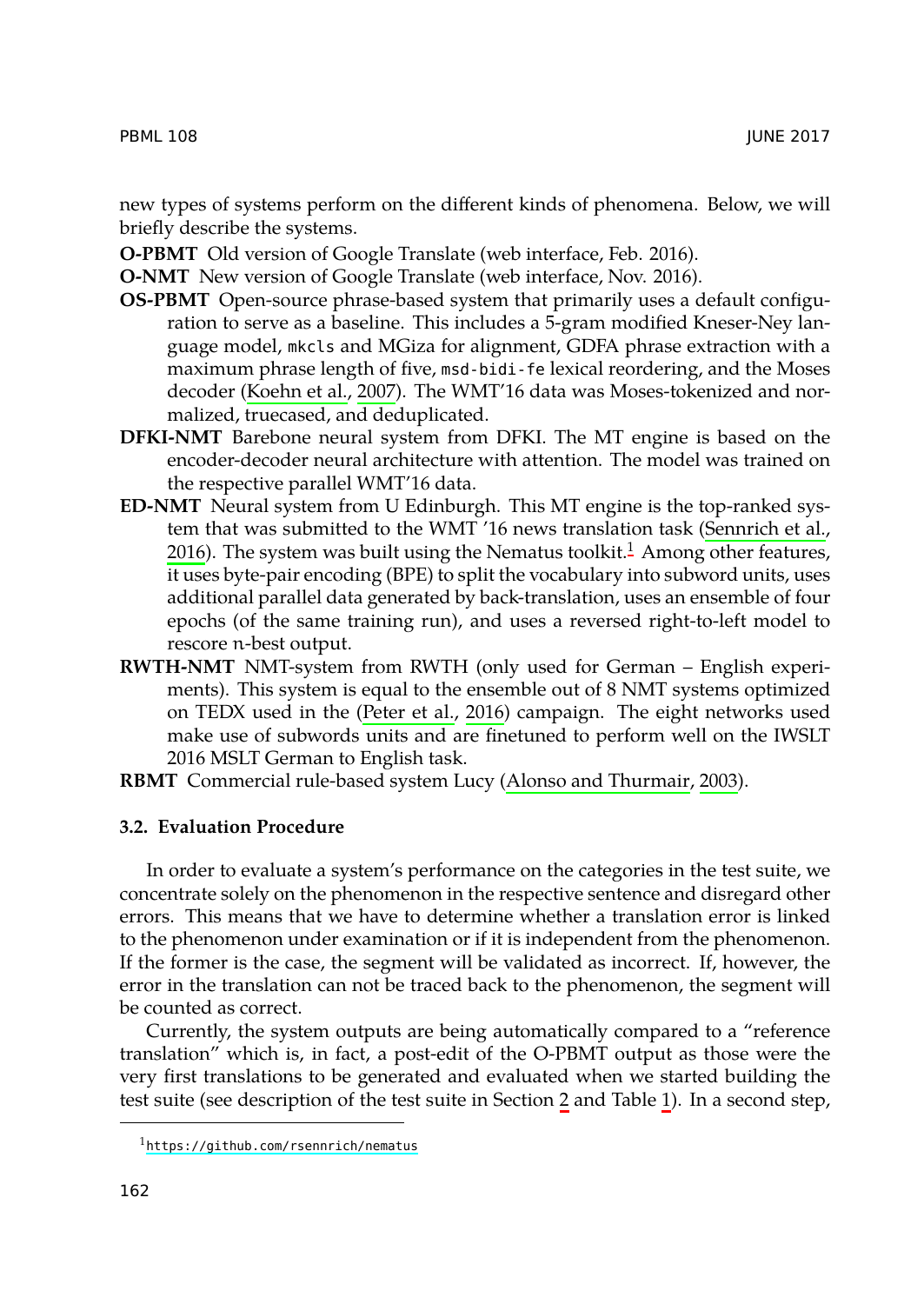new types of systems perform on the different kinds of phenomena. Below, we will briefly describe the systems.

**O-PBMT** Old version of Google Translate (web interface, Feb. 2016).

**O-NMT** New version of Google Translate (web interface, Nov. 2016).

**OS-PBMT** Open-source phrase-based system that primarily uses a default configuration to serve as a baseline. This includes a 5-gram modified Kneser-Ney language model, `mkcls` and MGiza for alignment, GDFA phrase extraction with a maximum phrase length of five, `msd-bidi-fe` lexical reordering, and the Moses decoder (Koehn et al., 2007). The WMT'16 data was Moses-tokenized and normalized, truecased, and deduplicated.

**DFKI-NMT** Barebone neural system from DFKI. The MT engine is based on the encoder-decoder neural architecture with attention. The model was trained on the respective parallel WMT'16 data.

**ED-NMT** Neural system from U Edinburgh. This MT engine is the top-ranked system that was submitted to the WMT '16 news translation task (Sennrich et al., 2016). The system was built using the Nematus toolkit.[1] Among other features, it uses byte-pair encoding (BPE) to split the vocabulary into subword units, uses additional parallel data generated by back-translation, uses an ensemble of four epochs (of the same training run), and uses a reversed right-to-left model to rescore $n$-best output.

**RWTH-NMT** NMT-system from RWTH (only used for German – English experiments). This system is equal to the ensemble out of 8 NMT systems optimized on TEDX used in the (Peter et al., 2016) campaign. The eight networks used make use of subwords units and are finetuned to perform well on the IWSLT 2016 MSLT German to English task.

**RBMT** Commercial rule-based system Lucy (Alonso and Thurmair, 2003).

### 3.2. Evaluation Procedure

In order to evaluate a system's performance on the categories in the test suite, we concentrate solely on the phenomenon in the respective sentence and disregard other errors. This means that we have to determine whether a translation error is linked to the phenomenon under examination or if it is independent from the phenomenon. If the former is the case, the segment will be validated as incorrect. If, however, the error in the translation can not be traced back to the phenomenon, the segment will be counted as correct.

Currently, the system outputs are being automatically compared to a "reference translation" which is, in fact, a post-edit of the O-PBMT output as those were the very first translations to be generated and evaluated when we started building the test suite (see description of the test suite in Section 2 and Table 1). In a second step,

[1] https://github.com/rsennrich/nematus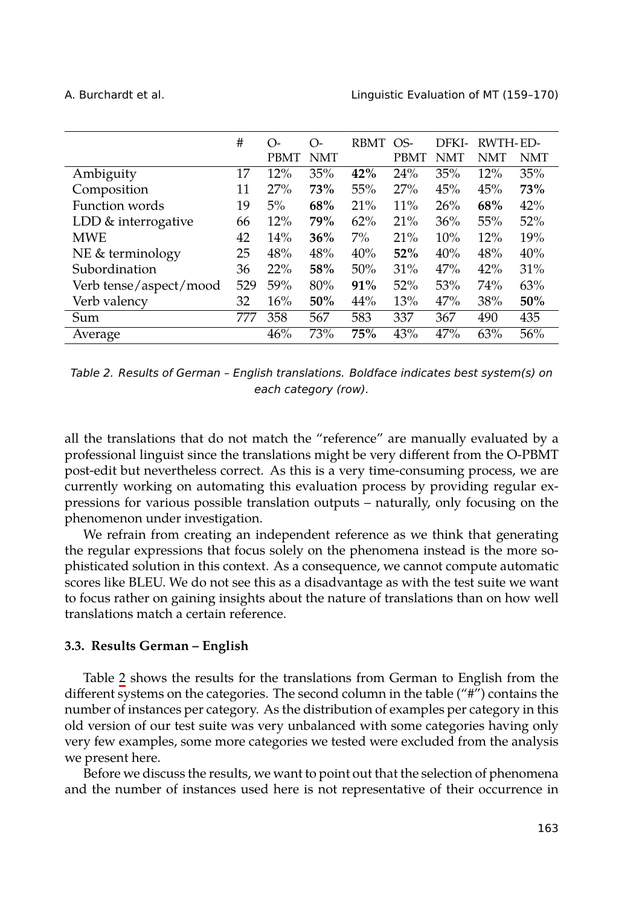|  | # | O-PBMT | O-NMT | RBMT | OS-PBMT | DFKI-NMT | RWTH-NMT | ED-NMT |
|---|---|---|---|---|---|---|---|---|
| Ambiguity | 17 | 12% | 35% | **42%** | 24% | 35% | 12% | 35% |
| Composition | 11 | 27% | **73%** | 55% | 27% | 45% | 45% | **73%** |
| Function words | 19 | 5% | **68%** | 21% | 11% | 26% | **68%** | 42% |
| LDD & interrogative | 66 | 12% | **79%** | 62% | 21% | 36% | 55% | 52% |
| MWE | 42 | 14% | **36%** | 7% | 21% | 10% | 12% | 19% |
| NE & terminology | 25 | 48% | 48% | 40% | **52%** | 40% | 48% | 40% |
| Subordination | 36 | 22% | **58%** | 50% | 31% | 47% | 42% | 31% |
| Verb tense/aspect/mood | 529 | 59% | 80% | **91%** | 52% | 53% | 74% | 63% |
| Verb valency | 32 | 16% | **50%** | 44% | 13% | 47% | 38% | **50%** |
| Sum | 777 | 358 | 567 | 583 | 337 | 367 | 490 | 435 |
| Average |  | 46% | 73% | **75%** | 43% | 47% | 63% | 56% |

*Table 2. Results of German – English translations. Boldface indicates best system(s) on each category (row).*

all the translations that do not match the "reference" are manually evaluated by a professional linguist since the translations might be very different from the O-PBMT post-edit but nevertheless correct. As this is a very time-consuming process, we are currently working on automating this evaluation process by providing regular expressions for various possible translation outputs – naturally, only focusing on the phenomenon under investigation.

We refrain from creating an independent reference as we think that generating the regular expressions that focus solely on the phenomena instead is the more sophisticated solution in this context. As a consequence, we cannot compute automatic scores like BLEU. We do not see this as a disadvantage as with the test suite we want to focus rather on gaining insights about the nature of translations than on how well translations match a certain reference.

### 3.3. Results German – English

Table 2 shows the results for the translations from German to English from the different systems on the categories. The second column in the table ("#") contains the number of instances per category. As the distribution of examples per category in this old version of our test suite was very unbalanced with some categories having only very few examples, some more categories we tested were excluded from the analysis we present here.

Before we discuss the results, we want to point out that the selection of phenomena and the number of instances used here is not representative of their occurrence in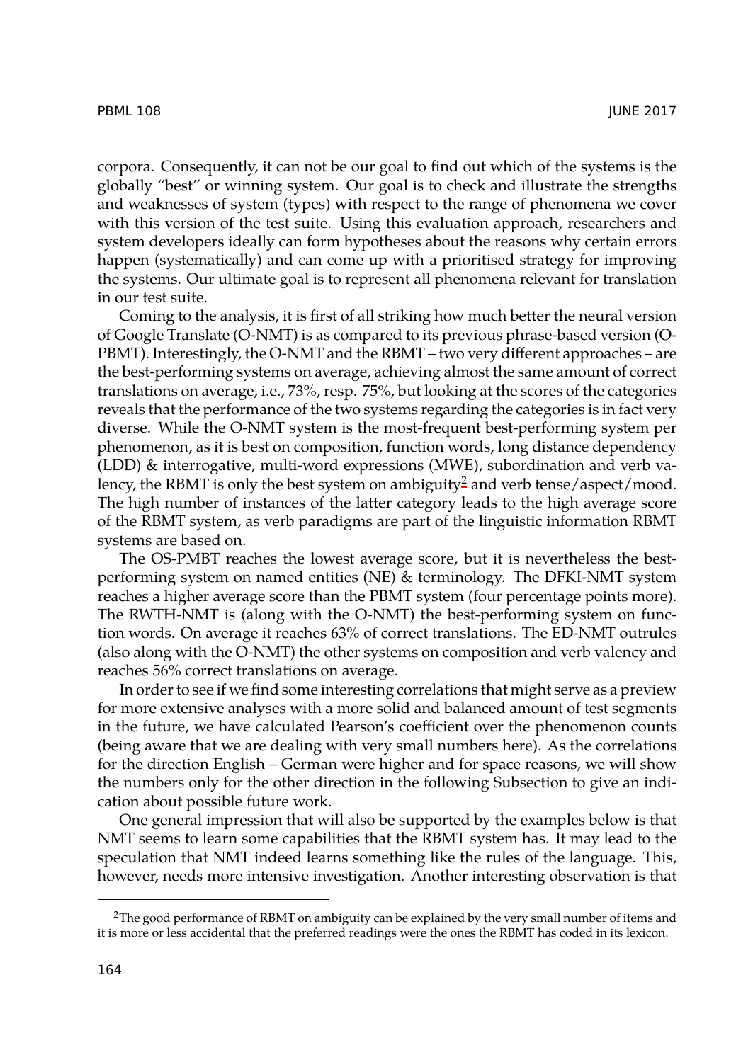corpora. Consequently, it can not be our goal to find out which of the systems is the globally "best" or winning system. Our goal is to check and illustrate the strengths and weaknesses of system (types) with respect to the range of phenomena we cover with this version of the test suite. Using this evaluation approach, researchers and system developers ideally can form hypotheses about the reasons why certain errors happen (systematically) and can come up with a prioritised strategy for improving the systems. Our ultimate goal is to represent all phenomena relevant for translation in our test suite.

Coming to the analysis, it is first of all striking how much better the neural version of Google Translate (O-NMT) is as compared to its previous phrase-based version (O-PBMT). Interestingly, the O-NMT and the RBMT – two very different approaches – are the best-performing systems on average, achieving almost the same amount of correct translations on average, i.e., 73%, resp. 75%, but looking at the scores of the categories reveals that the performance of the two systems regarding the categories is in fact very diverse. While the O-NMT system is the most-frequent best-performing system per phenomenon, as it is best on composition, function words, long distance dependency (LDD) & interrogative, multi-word expressions (MWE), subordination and verb valency, the RBMT is only the best system on ambiguity[2] and verb tense/aspect/mood. The high number of instances of the latter category leads to the high average score of the RBMT system, as verb paradigms are part of the linguistic information RBMT systems are based on.

The OS-PMBT reaches the lowest average score, but it is nevertheless the best-performing system on named entities (NE) & terminology. The DFKI-NMT system reaches a higher average score than the PBMT system (four percentage points more). The RWTH-NMT is (along with the O-NMT) the best-performing system on function words. On average it reaches 63% of correct translations. The ED-NMT outrules (also along with the O-NMT) the other systems on composition and verb valency and reaches 56% correct translations on average.

In order to see if we find some interesting correlations that might serve as a preview for more extensive analyses with a more solid and balanced amount of test segments in the future, we have calculated Pearson's coefficient over the phenomenon counts (being aware that we are dealing with very small numbers here). As the correlations for the direction English – German were higher and for space reasons, we will show the numbers only for the other direction in the following Subsection to give an indication about possible future work.

One general impression that will also be supported by the examples below is that NMT seems to learn some capabilities that the RBMT system has. It may lead to the speculation that NMT indeed learns something like the rules of the language. This, however, needs more intensive investigation. Another interesting observation is that

[2] The good performance of RBMT on ambiguity can be explained by the very small number of items and it is more or less accidental that the preferred readings were the ones the RBMT has coded in its lexicon.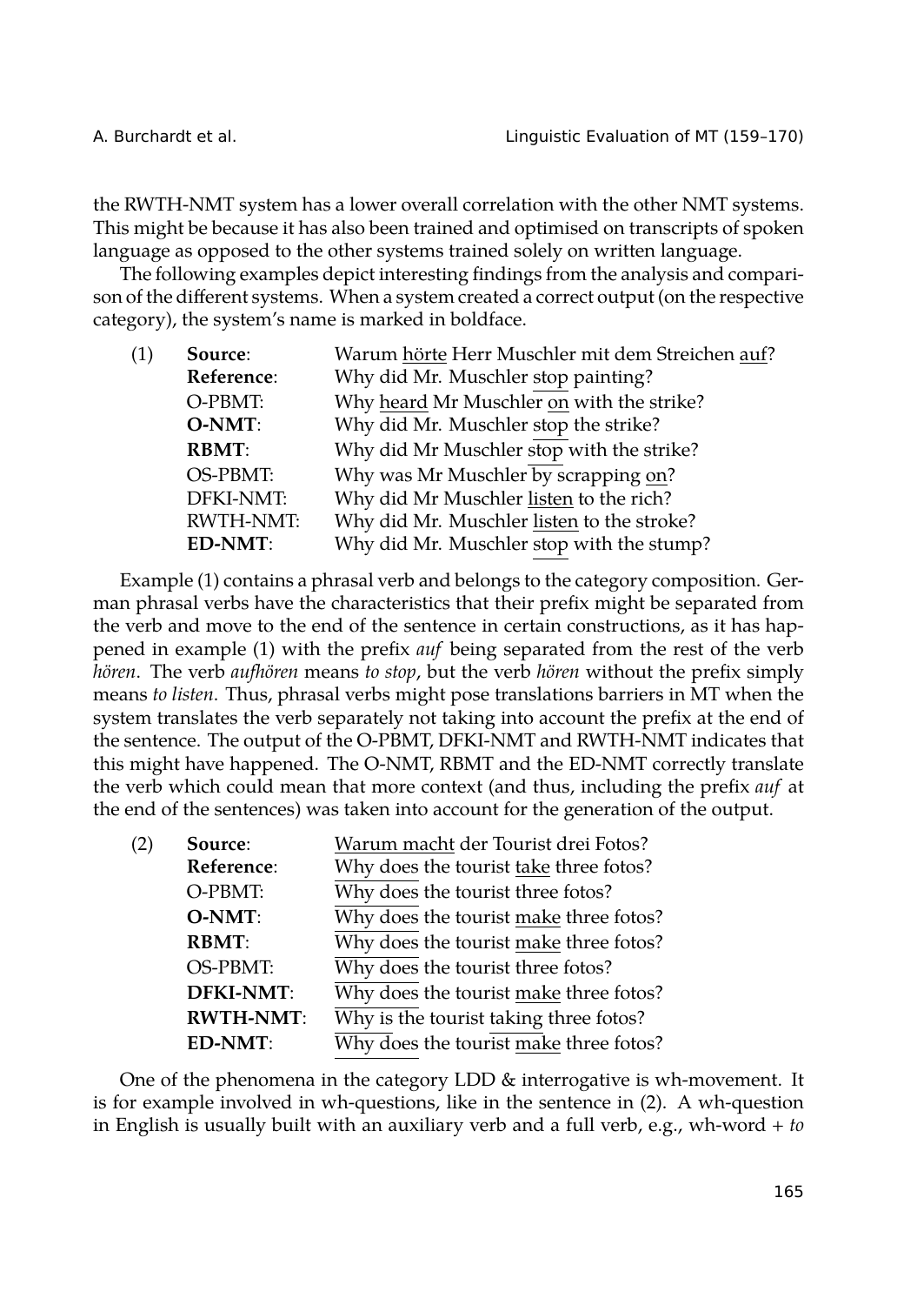the RWTH-NMT system has a lower overall correlation with the other NMT systems. This might be because it has also been trained and optimised on transcripts of spoken language as opposed to the other systems trained solely on written language.

The following examples depict interesting findings from the analysis and comparison of the different systems. When a system created a correct output (on the respective category), the system's name is marked in boldface.

(1)

| | |
|---|---|
| **Source**: | Warum hörte Herr Muschler mit dem Streichen auf? |
| **Reference**: | Why did Mr. Muschler stop painting? |
| O-PBMT: | Why heard Mr Muschler on with the strike? |
| **O-NMT**: | Why did Mr. Muschler stop the strike? |
| **RBMT**: | Why did Mr Muschler stop with the strike? |
| OS-PBMT: | Why was Mr Muschler by scrapping on? |
| DFKI-NMT: | Why did Mr Muschler listen to the rich? |
| RWTH-NMT: | Why did Mr. Muschler listen to the stroke? |
| **ED-NMT**: | Why did Mr. Muschler stop with the stump? |

Example (1) contains a phrasal verb and belongs to the category composition. German phrasal verbs have the characteristics that their prefix might be separated from the verb and move to the end of the sentence in certain constructions, as it has happened in example (1) with the prefix *auf* being separated from the rest of the verb *hören*. The verb *aufhören* means *to stop*, but the verb *hören* without the prefix simply means *to listen*. Thus, phrasal verbs might pose translations barriers in MT when the system translates the verb separately not taking into account the prefix at the end of the sentence. The output of the O-PBMT, DFKI-NMT and RWTH-NMT indicates that this might have happened. The O-NMT, RBMT and the ED-NMT correctly translate the verb which could mean that more context (and thus, including the prefix *auf* at the end of the sentences) was taken into account for the generation of the output.

(2)

| | |
|---|---|
| **Source**: | Warum macht der Tourist drei Fotos? |
| **Reference**: | Why does the tourist take three fotos? |
| O-PBMT: | Why does the tourist three fotos? |
| **O-NMT**: | Why does the tourist make three fotos? |
| **RBMT**: | Why does the tourist make three fotos? |
| OS-PBMT: | Why does the tourist three fotos? |
| **DFKI-NMT**: | Why does the tourist make three fotos? |
| **RWTH-NMT**: | Why is the tourist taking three fotos? |
| **ED-NMT**: | Why does the tourist make three fotos? |

One of the phenomena in the category LDD & interrogative is wh-movement. It is for example involved in wh-questions, like in the sentence in (2). A wh-question in English is usually built with an auxiliary verb and a full verb, e.g., wh-word + *to*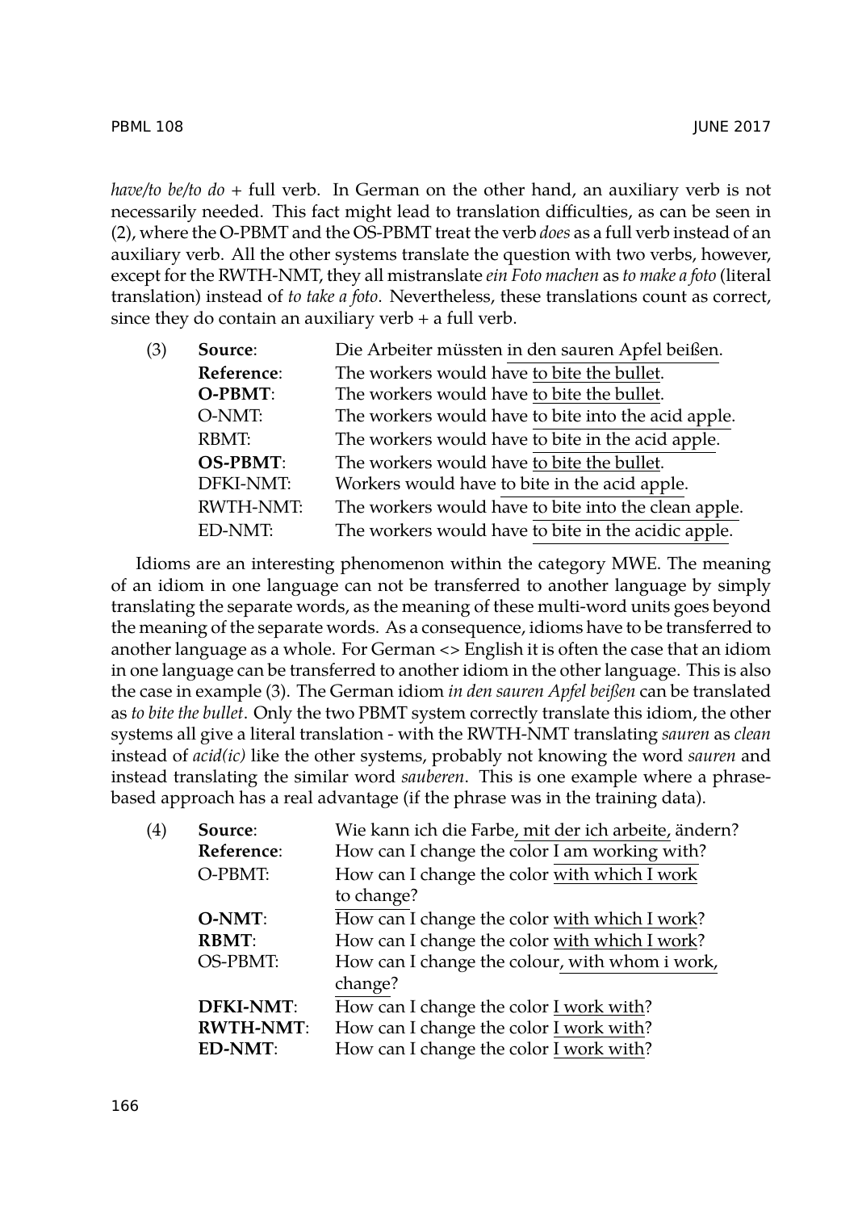*have/to be/to do* + full verb. In German on the other hand, an auxiliary verb is not necessarily needed. This fact might lead to translation difficulties, as can be seen in (2), where the O-PBMT and the OS-PBMT treat the verb *does* as a full verb instead of an auxiliary verb. All the other systems translate the question with two verbs, however, except for the RWTH-NMT, they all mistranslate *ein Foto machen* as *to make a foto* (literal translation) instead of *to take a foto*. Nevertheless, these translations count as correct, since they do contain an auxiliary verb + a full verb.

(3)

| | |
|---|---|
| **Source**: | Die Arbeiter müssten in den sauren Apfel beißen. |
| **Reference**: | The workers would have to bite the bullet. |
| **O-PBMT**: | The workers would have to bite the bullet. |
| O-NMT: | The workers would have to bite into the acid apple. |
| RBMT: | The workers would have to bite in the acid apple. |
| **OS-PBMT**: | The workers would have to bite the bullet. |
| DFKI-NMT: | Workers would have to bite in the acid apple. |
| RWTH-NMT: | The workers would have to bite into the clean apple. |
| ED-NMT: | The workers would have to bite in the acidic apple. |

Idioms are an interesting phenomenon within the category MWE. The meaning of an idiom in one language can not be transferred to another language by simply translating the separate words, as the meaning of these multi-word units goes beyond the meaning of the separate words. As a consequence, idioms have to be transferred to another language as a whole. For German <> English it is often the case that an idiom in one language can be transferred to another idiom in the other language. This is also the case in example (3). The German idiom *in den sauren Apfel beißen* can be translated as *to bite the bullet*. Only the two PBMT system correctly translate this idiom, the other systems all give a literal translation - with the RWTH-NMT translating *sauren* as *clean* instead of *acid(ic)* like the other systems, probably not knowing the word *sauren* and instead translating the similar word *sauberen*. This is one example where a phrase-based approach has a real advantage (if the phrase was in the training data).

(4)

| | |
|---|---|
| **Source**: | Wie kann ich die Farbe, mit der ich arbeite, ändern? |
| **Reference**: | How can I change the color I am working with? |
| O-PBMT: | How can I change the color with which I work to change? |
| **O-NMT**: | How can I change the color with which I work? |
| **RBMT**: | How can I change the color with which I work? |
| OS-PBMT: | How can I change the colour, with whom i work, change? |
| **DFKI-NMT**: | How can I change the color I work with? |
| **RWTH-NMT**: | How can I change the color I work with? |
| **ED-NMT**: | How can I change the color I work with? |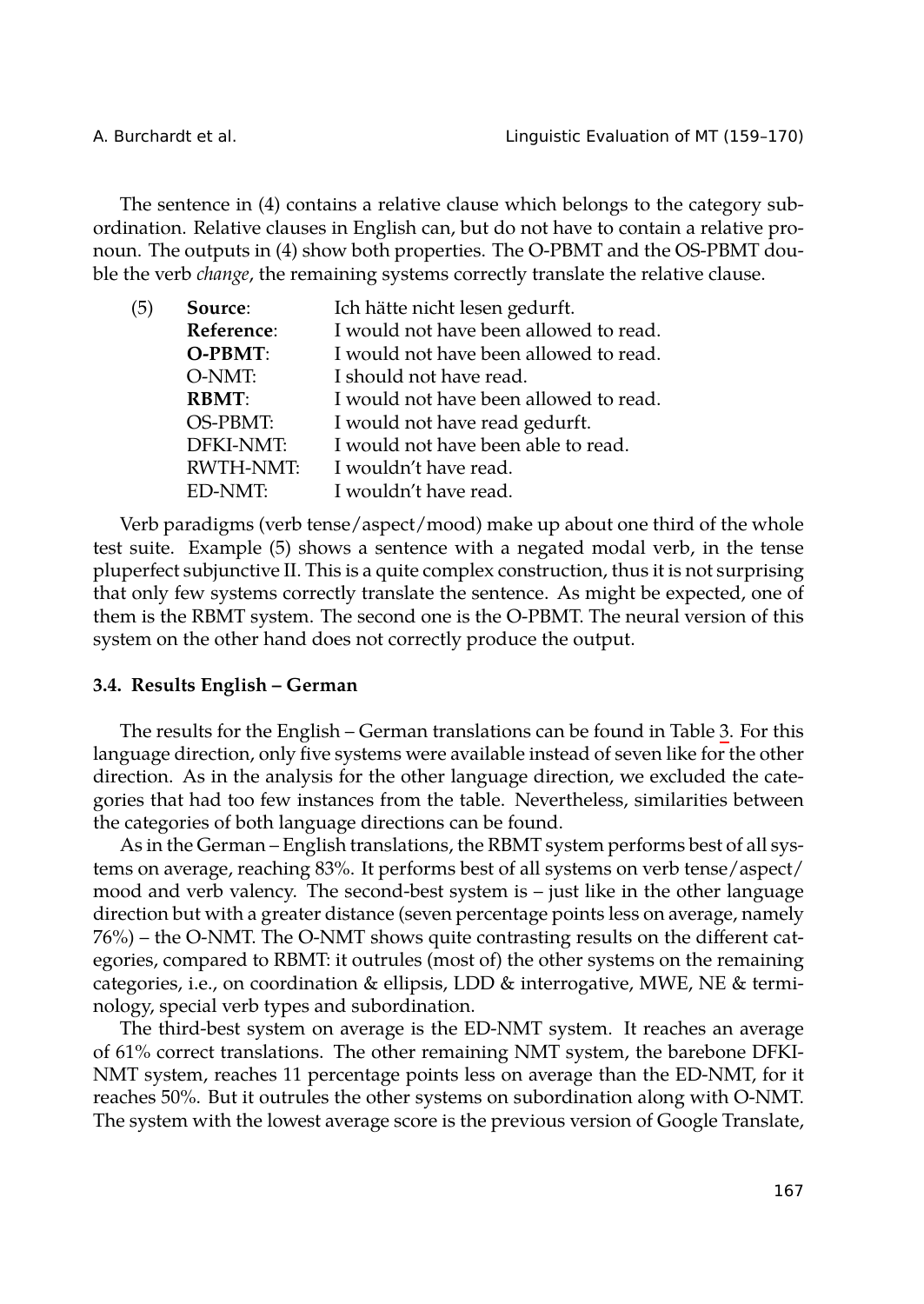The sentence in (4) contains a relative clause which belongs to the category subordination. Relative clauses in English can, but do not have to contain a relative pronoun. The outputs in (4) show both properties. The O-PBMT and the OS-PBMT double the verb *change*, the remaining systems correctly translate the relative clause.

(5)

| | |
|---|---|
| **Source**: | Ich hätte nicht lesen gedurft. |
| **Reference**: | I would not have been allowed to read. |
| **O-PBMT**: | I would not have been allowed to read. |
| O-NMT: | I should not have read. |
| **RBMT**: | I would not have been allowed to read. |
| OS-PBMT: | I would not have read gedurft. |
| DFKI-NMT: | I would not have been able to read. |
| RWTH-NMT: | I wouldn't have read. |
| ED-NMT: | I wouldn't have read. |

Verb paradigms (verb tense/aspect/mood) make up about one third of the whole test suite. Example (5) shows a sentence with a negated modal verb, in the tense pluperfect subjunctive II. This is a quite complex construction, thus it is not surprising that only few systems correctly translate the sentence. As might be expected, one of them is the RBMT system. The second one is the O-PBMT. The neural version of this system on the other hand does not correctly produce the output.

### 3.4. Results English – German

The results for the English – German translations can be found in Table 3. For this language direction, only five systems were available instead of seven like for the other direction. As in the analysis for the other language direction, we excluded the categories that had too few instances from the table. Nevertheless, similarities between the categories of both language directions can be found.

As in the German – English translations, the RBMT system performs best of all systems on average, reaching 83%. It performs best of all systems on verb tense/aspect/mood and verb valency. The second-best system is – just like in the other language direction but with a greater distance (seven percentage points less on average, namely 76%) – the O-NMT. The O-NMT shows quite contrasting results on the different categories, compared to RBMT: it outrules (most of) the other systems on the remaining categories, i.e., on coordination & ellipsis, LDD & interrogative, MWE, NE & terminology, special verb types and subordination.

The third-best system on average is the ED-NMT system. It reaches an average of 61% correct translations. The other remaining NMT system, the barebone DFKI-NMT system, reaches 11 percentage points less on average than the ED-NMT, for it reaches 50%. But it outrules the other systems on subordination along with O-NMT. The system with the lowest average score is the previous version of Google Translate,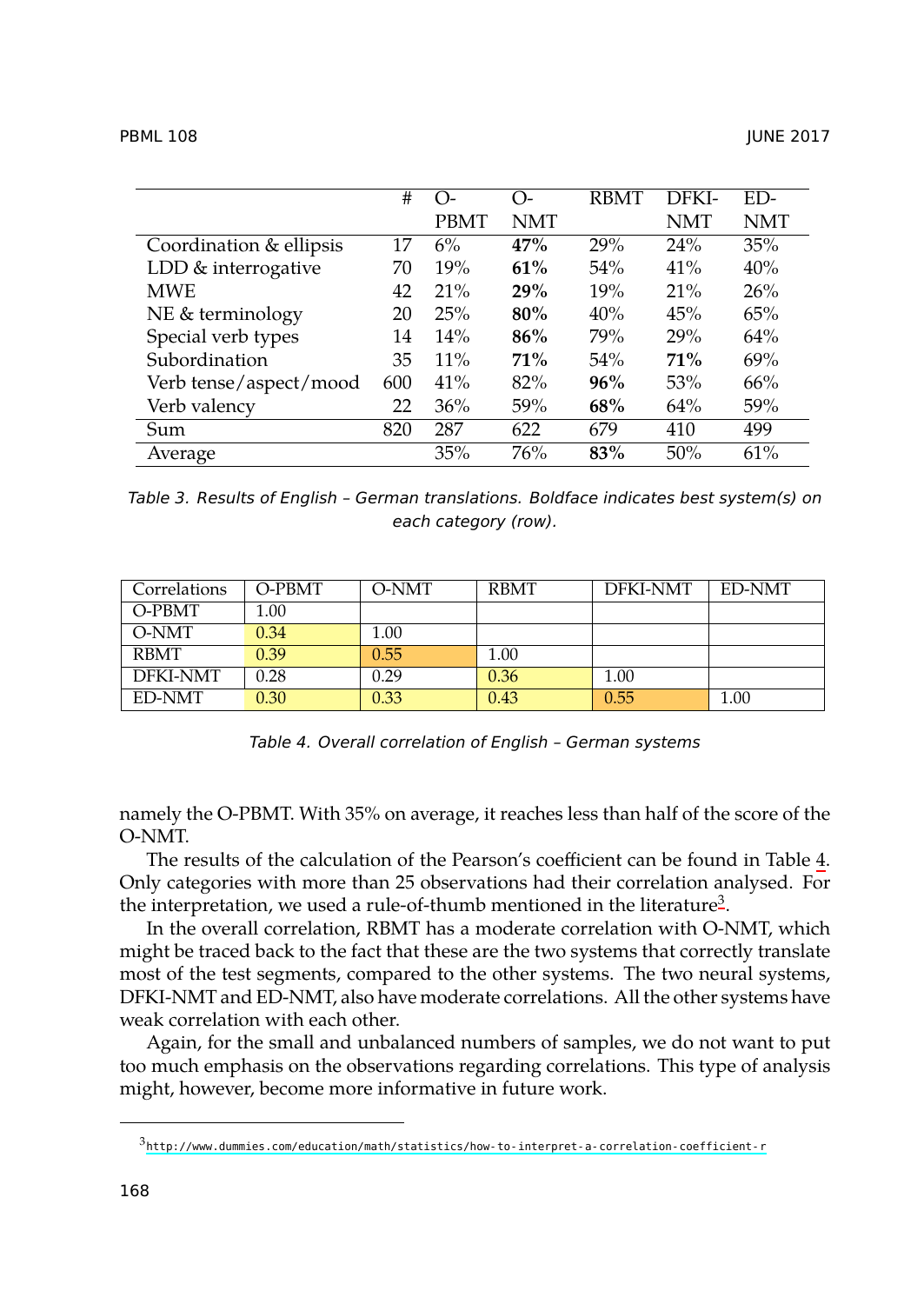|  | # | O-PBMT | O-NMT | RBMT | DFKI-NMT | ED-NMT |
|---|---|---|---|---|---|---|
| Coordination & ellipsis | 17 | 6% | **47%** | 29% | 24% | 35% |
| LDD & interrogative | 70 | 19% | **61%** | 54% | 41% | 40% |
| MWE | 42 | 21% | **29%** | 19% | 21% | 26% |
| NE & terminology | 20 | 25% | **80%** | 40% | 45% | 65% |
| Special verb types | 14 | 14% | **86%** | 79% | 29% | 64% |
| Subordination | 35 | 11% | **71%** | 54% | **71%** | 69% |
| Verb tense/aspect/mood | 600 | 41% | 82% | **96%** | 53% | 66% |
| Verb valency | 22 | 36% | 59% | **68%** | 64% | 59% |
| Sum | 820 | 287 | 622 | 679 | 410 | 499 |
| Average |  | 35% | 76% | **83%** | 50% | 61% |

*Table 3. Results of English – German translations. Boldface indicates best system(s) on each category (row).*

| Correlations | O-PBMT | O-NMT | RBMT | DFKI-NMT | ED-NMT |
|---|---|---|---|---|---|
| O-PBMT | 1.00 |  |  |  |  |
| O-NMT | 0.34 | 1.00 |  |  |  |
| RBMT | 0.39 | 0.55 | 1.00 |  |  |
| DFKI-NMT | 0.28 | 0.29 | 0.36 | 1.00 |  |
| ED-NMT | 0.30 | 0.33 | 0.43 | 0.55 | 1.00 |

*Table 4. Overall correlation of English – German systems*

namely the O-PBMT. With 35% on average, it reaches less than half of the score of the O-NMT.

The results of the calculation of the Pearson's coefficient can be found in Table 4. Only categories with more than 25 observations had their correlation analysed. For the interpretation, we used a rule-of-thumb mentioned in the literature[3].

In the overall correlation, RBMT has a moderate correlation with O-NMT, which might be traced back to the fact that these are the two systems that correctly translate most of the test segments, compared to the other systems. The two neural systems, DFKI-NMT and ED-NMT, also have moderate correlations. All the other systems have weak correlation with each other.

Again, for the small and unbalanced numbers of samples, we do not want to put too much emphasis on the observations regarding correlations. This type of analysis might, however, become more informative in future work.

[3] http://www.dummies.com/education/math/statistics/how-to-interpret-a-correlation-coefficient-r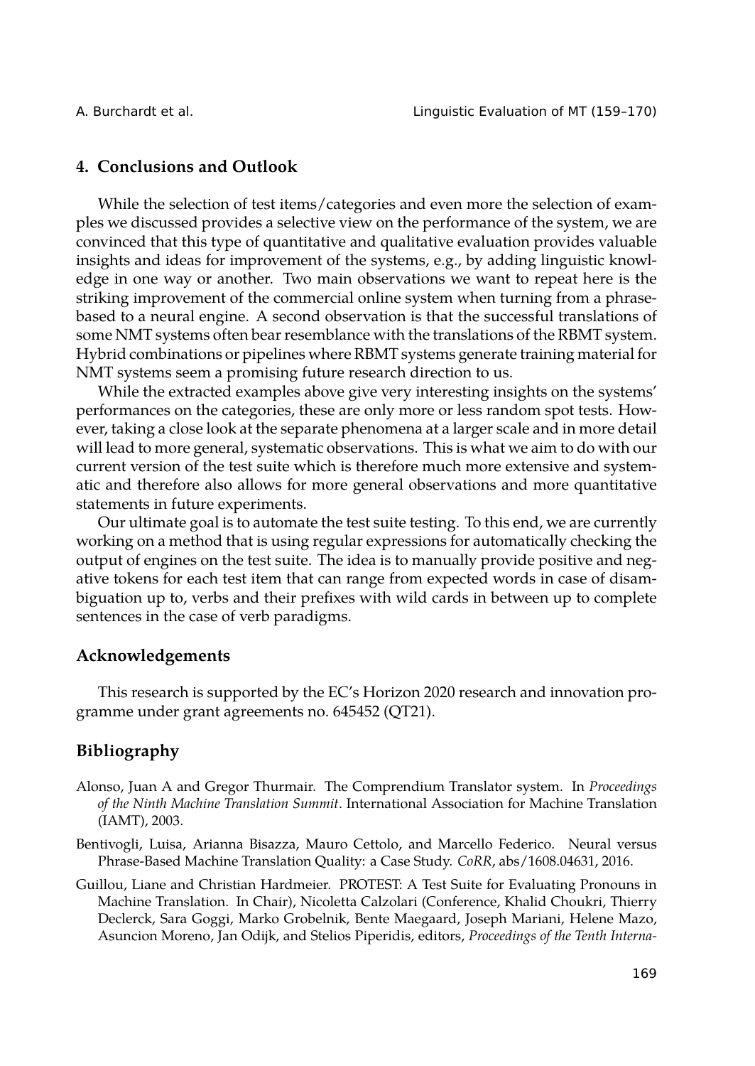## 4. Conclusions and Outlook

While the selection of test items/categories and even more the selection of examples we discussed provides a selective view on the performance of the system, we are convinced that this type of quantitative and qualitative evaluation provides valuable insights and ideas for improvement of the systems, e.g., by adding linguistic knowledge in one way or another. Two main observations we want to repeat here is the striking improvement of the commercial online system when turning from a phrase-based to a neural engine. A second observation is that the successful translations of some NMT systems often bear resemblance with the translations of the RBMT system. Hybrid combinations or pipelines where RBMT systems generate training material for NMT systems seem a promising future research direction to us.

While the extracted examples above give very interesting insights on the systems' performances on the categories, these are only more or less random spot tests. However, taking a close look at the separate phenomena at a larger scale and in more detail will lead to more general, systematic observations. This is what we aim to do with our current version of the test suite which is therefore much more extensive and systematic and therefore also allows for more general observations and more quantitative statements in future experiments.

Our ultimate goal is to automate the test suite testing. To this end, we are currently working on a method that is using regular expressions for automatically checking the output of engines on the test suite. The idea is to manually provide positive and negative tokens for each test item that can range from expected words in case of disambiguation up to, verbs and their prefixes with wild cards in between up to complete sentences in the case of verb paradigms.

## Acknowledgements

This research is supported by the EC's Horizon 2020 research and innovation programme under grant agreements no. 645452 (QT21).

## Bibliography

Alonso, Juan A and Gregor Thurmair. The Comprendium Translator system. In *Proceedings of the Ninth Machine Translation Summit*. International Association for Machine Translation (IAMT), 2003.

Bentivogli, Luisa, Arianna Bisazza, Mauro Cettolo, and Marcello Federico. Neural versus Phrase-Based Machine Translation Quality: a Case Study. *CoRR*, abs/1608.04631, 2016.

Guillou, Liane and Christian Hardmeier. PROTEST: A Test Suite for Evaluating Pronouns in Machine Translation. In Chair), Nicoletta Calzolari (Conference, Khalid Choukri, Thierry Declerck, Sara Goggi, Marko Grobelnik, Bente Maegaard, Joseph Mariani, Helene Mazo, Asuncion Moreno, Jan Odijk, and Stelios Piperidis, editors, *Proceedings of the Tenth Interna-*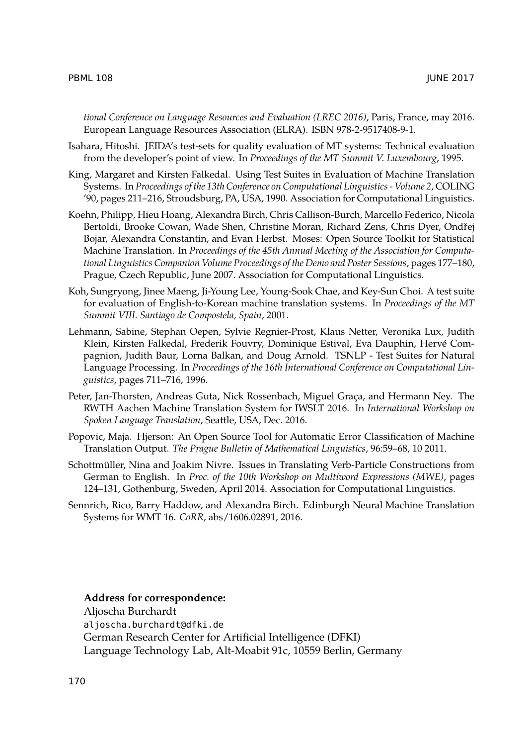*tional Conference on Language Resources and Evaluation (LREC 2016)*, Paris, France, may 2016. European Language Resources Association (ELRA). ISBN 978-2-9517408-9-1.

Isahara, Hitoshi. JEIDA's test-sets for quality evaluation of MT systems: Technical evaluation from the developer's point of view. In *Proceedings of the MT Summit V. Luxembourg*, 1995.

King, Margaret and Kirsten Falkedal. Using Test Suites in Evaluation of Machine Translation Systems. In *Proceedings of the 13th Conference on Computational Linguistics - Volume 2*, COLING '90, pages 211–216, Stroudsburg, PA, USA, 1990. Association for Computational Linguistics.

Koehn, Philipp, Hieu Hoang, Alexandra Birch, Chris Callison-Burch, Marcello Federico, Nicola Bertoldi, Brooke Cowan, Wade Shen, Christine Moran, Richard Zens, Chris Dyer, Ondřej Bojar, Alexandra Constantin, and Evan Herbst. Moses: Open Source Toolkit for Statistical Machine Translation. In *Proceedings of the 45th Annual Meeting of the Association for Computational Linguistics Companion Volume Proceedings of the Demo and Poster Sessions*, pages 177–180, Prague, Czech Republic, June 2007. Association for Computational Linguistics.

Koh, Sungryong, Jinee Maeng, Ji-Young Lee, Young-Sook Chae, and Key-Sun Choi. A test suite for evaluation of English-to-Korean machine translation systems. In *Proceedings of the MT Summit VIII. Santiago de Compostela, Spain*, 2001.

Lehmann, Sabine, Stephan Oepen, Sylvie Regnier-Prost, Klaus Netter, Veronika Lux, Judith Klein, Kirsten Falkedal, Frederik Fouvry, Dominique Estival, Eva Dauphin, Hervé Compagnion, Judith Baur, Lorna Balkan, and Doug Arnold. TSNLP - Test Suites for Natural Language Processing. In *Proceedings of the 16th International Conference on Computational Linguistics*, pages 711–716, 1996.

Peter, Jan-Thorsten, Andreas Guta, Nick Rossenbach, Miguel Graça, and Hermann Ney. The RWTH Aachen Machine Translation System for IWSLT 2016. In *International Workshop on Spoken Language Translation*, Seattle, USA, Dec. 2016.

Popovic, Maja. Hjerson: An Open Source Tool for Automatic Error Classification of Machine Translation Output. *The Prague Bulletin of Mathematical Linguistics*, 96:59–68, 10 2011.

Schottmüller, Nina and Joakim Nivre. Issues in Translating Verb-Particle Constructions from German to English. In *Proc. of the 10th Workshop on Multiword Expressions (MWE)*, pages 124–131, Gothenburg, Sweden, April 2014. Association for Computational Linguistics.

Sennrich, Rico, Barry Haddow, and Alexandra Birch. Edinburgh Neural Machine Translation Systems for WMT 16. *CoRR*, abs/1606.02891, 2016.

**Address for correspondence:**
Aljoscha Burchardt
aljoscha.burchardt@dfki.de
German Research Center for Artificial Intelligence (DFKI)
Language Technology Lab, Alt-Moabit 91c, 10559 Berlin, Germany